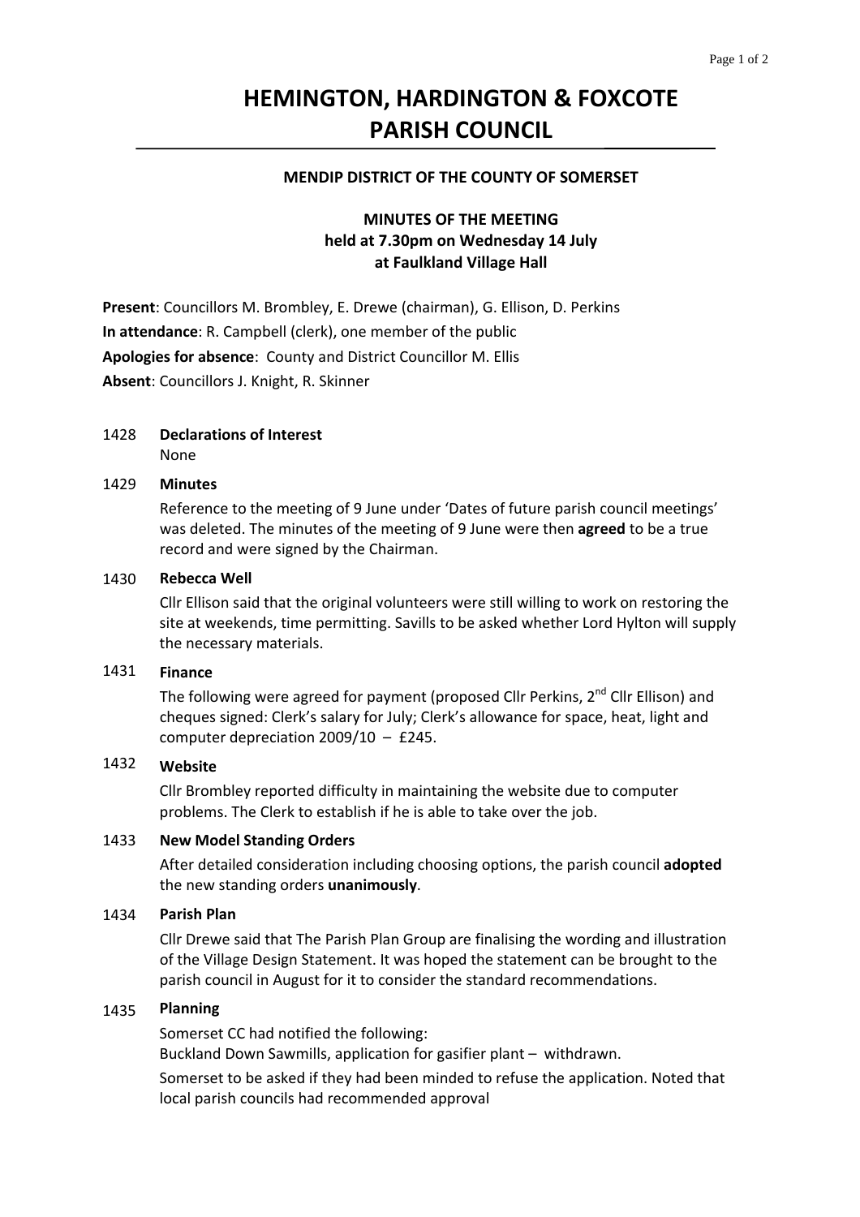# HEMINGTON, HARDINGTON & FOXCOTE PARISH COUNCIL

**MENDIP DISTRICT OF THE COUNTY OF SOMERSET**

**MINUTES OF THE MEETING**
**held at 7.30pm on Wednesday 14 July**
**at Faulkland Village Hall**

**Present**: Councillors M. Brombley, E. Drewe (chairman), G. Ellison, D. Perkins

**In attendance**: R. Campbell (clerk), one member of the public

**Apologies for absence**: County and District Councillor M. Ellis

**Absent**: Councillors J. Knight, R. Skinner

1428 **Declarations of Interest**

None

1429 **Minutes**

Reference to the meeting of 9 June under 'Dates of future parish council meetings' was deleted. The minutes of the meeting of 9 June were then **agreed** to be a true record and were signed by the Chairman.

1430 **Rebecca Well**

Cllr Ellison said that the original volunteers were still willing to work on restoring the site at weekends, time permitting. Savills to be asked whether Lord Hylton will supply the necessary materials.

1431 **Finance**

The following were agreed for payment (proposed Cllr Perkins, 2nd Cllr Ellison) and cheques signed: Clerk's salary for July; Clerk's allowance for space, heat, light and computer depreciation 2009/10 – £245.

1432 **Website**

Cllr Brombley reported difficulty in maintaining the website due to computer problems. The Clerk to establish if he is able to take over the job.

1433 **New Model Standing Orders**

After detailed consideration including choosing options, the parish council **adopted** the new standing orders **unanimously**.

1434 **Parish Plan**

Cllr Drewe said that The Parish Plan Group are finalising the wording and illustration of the Village Design Statement. It was hoped the statement can be brought to the parish council in August for it to consider the standard recommendations.

1435 **Planning**

Somerset CC had notified the following:
Buckland Down Sawmills, application for gasifier plant – withdrawn.

Somerset to be asked if they had been minded to refuse the application. Noted that local parish councils had recommended approval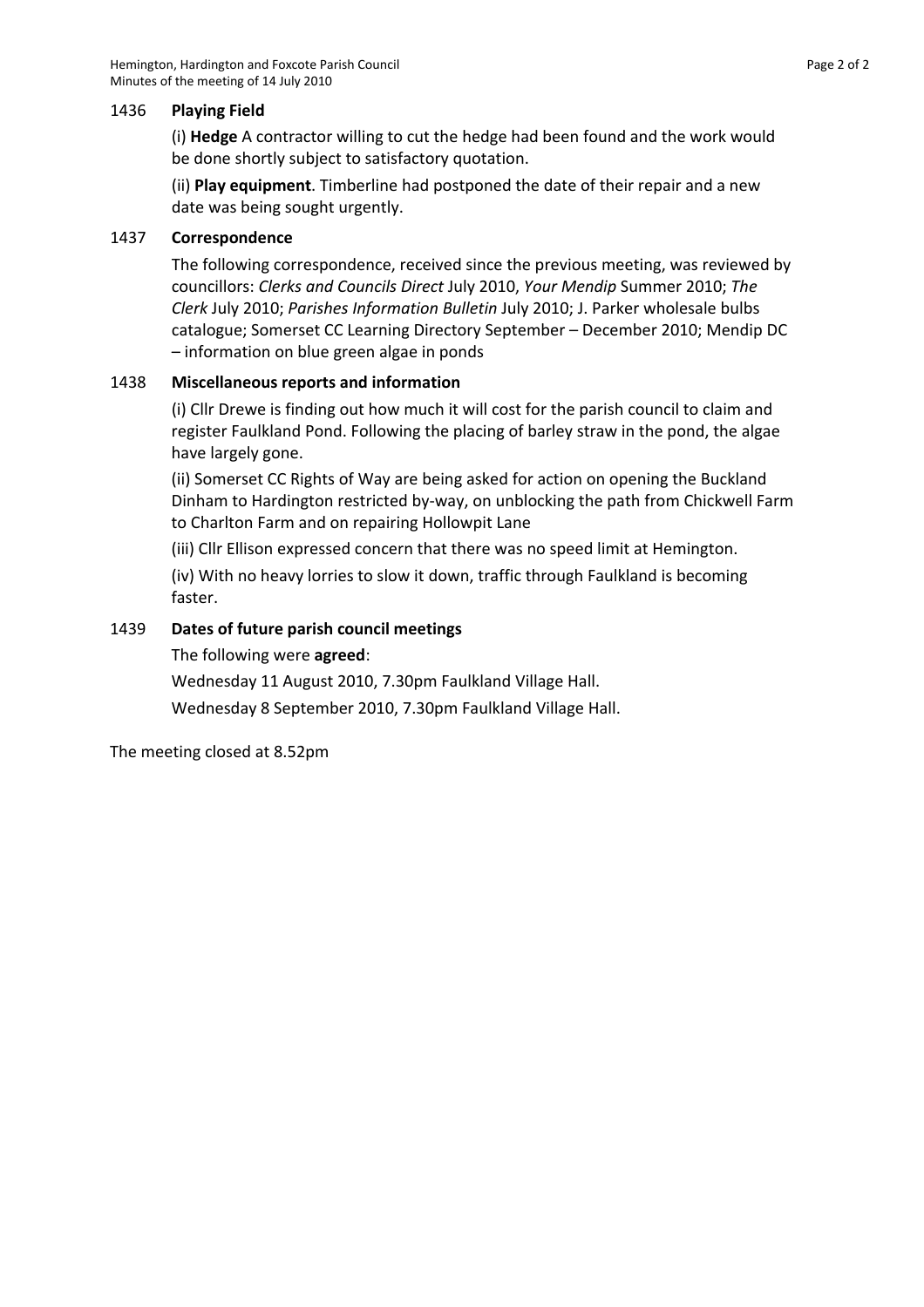### 1436 **Playing Field**

(i) **Hedge** A contractor willing to cut the hedge had been found and the work would be done shortly subject to satisfactory quotation.

(ii) **Play equipment**. Timberline had postponed the date of their repair and a new date was being sought urgently.

### 1437 **Correspondence**

The following correspondence, received since the previous meeting, was reviewed by councillors: *Clerks and Councils Direct* July 2010, *Your Mendip* Summer 2010; *The Clerk* July 2010; *Parishes Information Bulletin* July 2010; J. Parker wholesale bulbs catalogue; Somerset CC Learning Directory September – December 2010; Mendip DC – information on blue green algae in ponds

### 1438 **Miscellaneous reports and information**

(i) Cllr Drewe is finding out how much it will cost for the parish council to claim and register Faulkland Pond. Following the placing of barley straw in the pond, the algae have largely gone.

(ii) Somerset CC Rights of Way are being asked for action on opening the Buckland Dinham to Hardington restricted by-way, on unblocking the path from Chickwell Farm to Charlton Farm and on repairing Hollowpit Lane

(iii) Cllr Ellison expressed concern that there was no speed limit at Hemington.

(iv) With no heavy lorries to slow it down, traffic through Faulkland is becoming faster.

### 1439 **Dates of future parish council meetings**

The following were **agreed**:

Wednesday 11 August 2010, 7.30pm Faulkland Village Hall.

Wednesday 8 September 2010, 7.30pm Faulkland Village Hall.

The meeting closed at 8.52pm